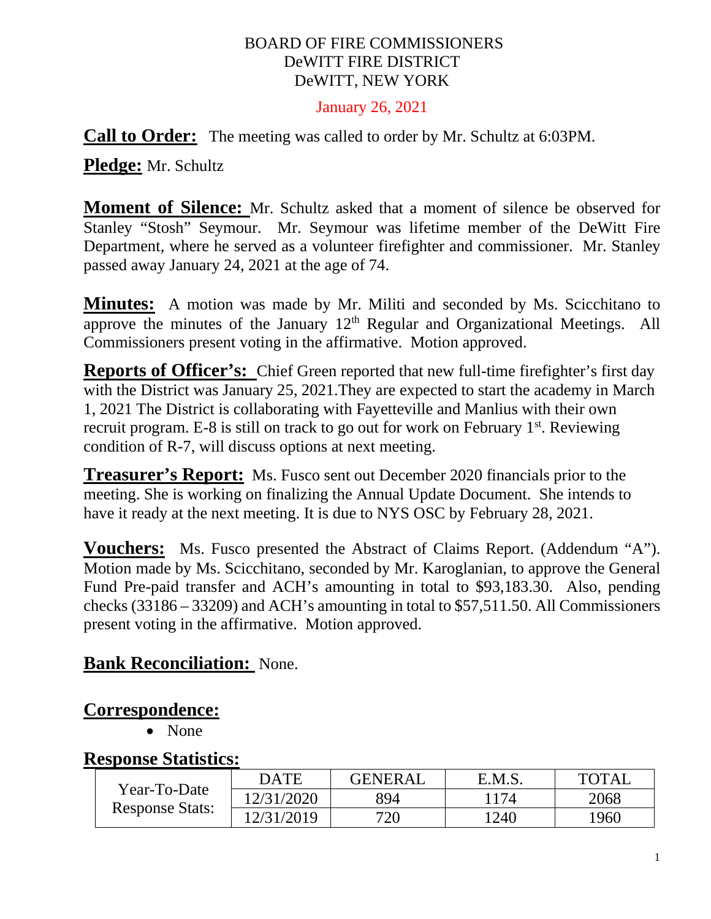BOARD OF FIRE COMMISSIONERS
DeWITT FIRE DISTRICT
DeWITT, NEW YORK

January 26, 2021

**Call to Order:** The meeting was called to order by Mr. Schultz at 6:03PM.

**Pledge:** Mr. Schultz

**Moment of Silence:** Mr. Schultz asked that a moment of silence be observed for Stanley "Stosh" Seymour. Mr. Seymour was lifetime member of the DeWitt Fire Department, where he served as a volunteer firefighter and commissioner. Mr. Stanley passed away January 24, 2021 at the age of 74.

**Minutes:** A motion was made by Mr. Militi and seconded by Ms. Scicchitano to approve the minutes of the January 12th Regular and Organizational Meetings. All Commissioners present voting in the affirmative. Motion approved.

**Reports of Officer's:** Chief Green reported that new full-time firefighter's first day with the District was January 25, 2021.They are expected to start the academy in March 1, 2021 The District is collaborating with Fayetteville and Manlius with their own recruit program. E-8 is still on track to go out for work on February 1st. Reviewing condition of R-7, will discuss options at next meeting.

**Treasurer's Report:** Ms. Fusco sent out December 2020 financials prior to the meeting. She is working on finalizing the Annual Update Document. She intends to have it ready at the next meeting. It is due to NYS OSC by February 28, 2021.

**Vouchers:** Ms. Fusco presented the Abstract of Claims Report. (Addendum "A"). Motion made by Ms. Scicchitano, seconded by Mr. Karoglanian, to approve the General Fund Pre-paid transfer and ACH's amounting in total to $93,183.30. Also, pending checks (33186 – 33209) and ACH's amounting in total to $57,511.50. All Commissioners present voting in the affirmative. Motion approved.

**Bank Reconciliation:** None.

**Correspondence:**

- None

**Response Statistics:**

| Year-To-Date Response Stats: | DATE | GENERAL | E.M.S. | TOTAL |
|---|---|---|---|---|
| | 12/31/2020 | 894 | 1174 | 2068 |
| | 12/31/2019 | 720 | 1240 | 1960 |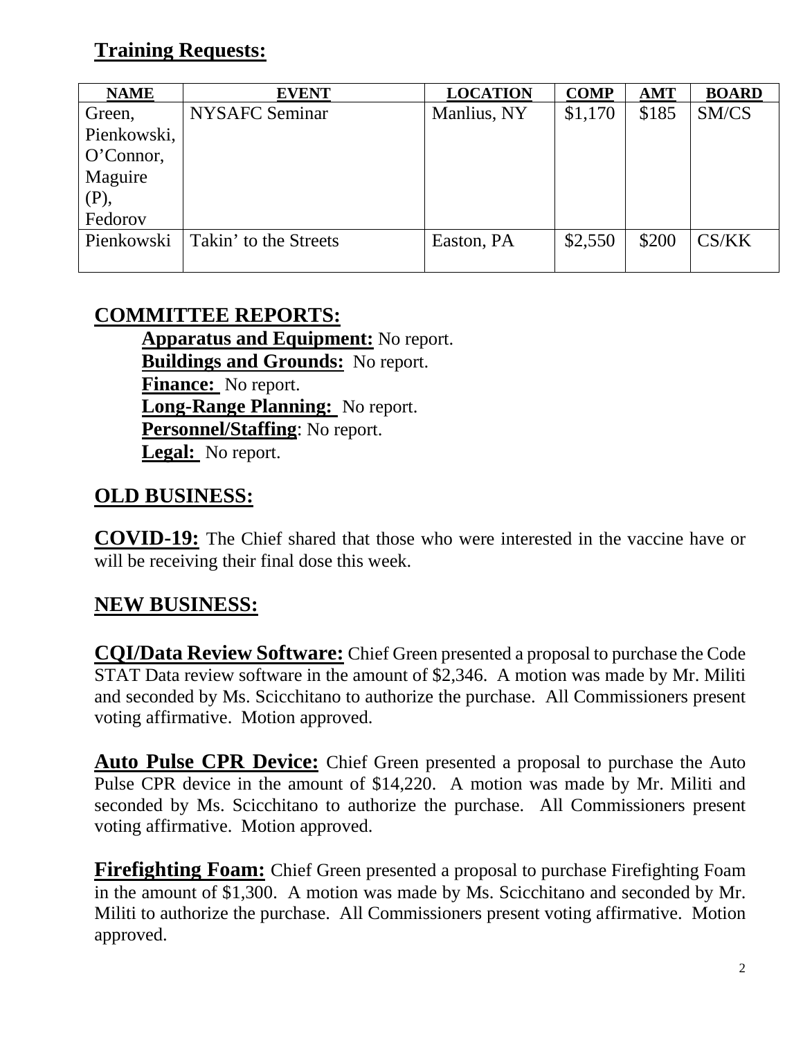## Training Requests:

| NAME | EVENT | LOCATION | COMP | AMT | BOARD |
|---|---|---|---|---|---|
| Green, Pienkowski, O'Connor, Maguire (P), Fedorov | NYSAFC Seminar | Manlius, NY | $1,170 | $185 | SM/CS |
| Pienkowski | Takin' to the Streets | Easton, PA | $2,550 | $200 | CS/KK |

## COMMITTEE REPORTS:

**Apparatus and Equipment:** No report.
**Buildings and Grounds:** No report.
**Finance:** No report.
**Long-Range Planning:** No report.
**Personnel/Staffing**: No report.
**Legal:** No report.

## OLD BUSINESS:

**COVID-19:** The Chief shared that those who were interested in the vaccine have or will be receiving their final dose this week.

## NEW BUSINESS:

**CQI/Data Review Software:** Chief Green presented a proposal to purchase the Code STAT Data review software in the amount of $2,346. A motion was made by Mr. Militi and seconded by Ms. Scicchitano to authorize the purchase. All Commissioners present voting affirmative. Motion approved.

**Auto Pulse CPR Device:** Chief Green presented a proposal to purchase the Auto Pulse CPR device in the amount of $14,220. A motion was made by Mr. Militi and seconded by Ms. Scicchitano to authorize the purchase. All Commissioners present voting affirmative. Motion approved.

**Firefighting Foam:** Chief Green presented a proposal to purchase Firefighting Foam in the amount of $1,300. A motion was made by Ms. Scicchitano and seconded by Mr. Militi to authorize the purchase. All Commissioners present voting affirmative. Motion approved.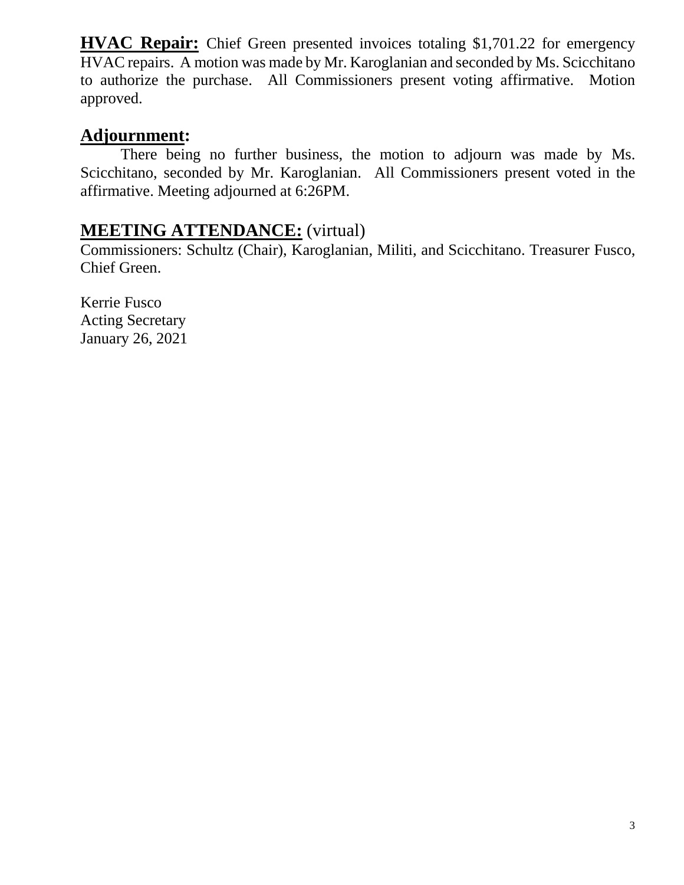**HVAC Repair:** Chief Green presented invoices totaling $1,701.22 for emergency HVAC repairs. A motion was made by Mr. Karoglanian and seconded by Ms. Scicchitano to authorize the purchase. All Commissioners present voting affirmative. Motion approved.

## Adjournment:

There being no further business, the motion to adjourn was made by Ms. Scicchitano, seconded by Mr. Karoglanian. All Commissioners present voted in the affirmative. Meeting adjourned at 6:26PM.

## MEETING ATTENDANCE: (virtual)

Commissioners: Schultz (Chair), Karoglanian, Militi, and Scicchitano. Treasurer Fusco, Chief Green.

Kerrie Fusco
Acting Secretary
January 26, 2021